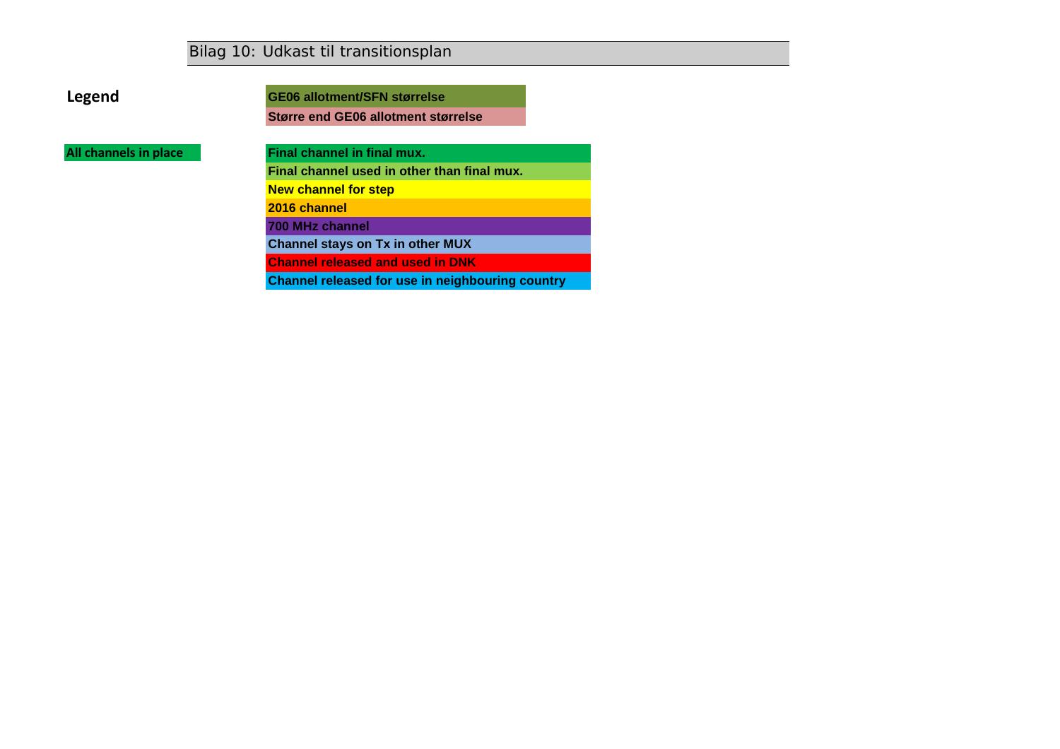# Bilag 10: Udkast til transitionsplan

**Legend**

| | |
|---|---|
| | **GE06 allotment/SFN størrelse** |
| | **Større end GE06 allotment størrelse** |
| **All channels in place** | **Final channel in final mux.** |
| | **Final channel used in other than final mux.** |
| | **New channel for step** |
| | **2016 channel** |
| | **700 MHz channel** |
| | **Channel stays on Tx in other MUX** |
| | **Channel released and used in DNK** |
| | **Channel released for use in neighbouring country** |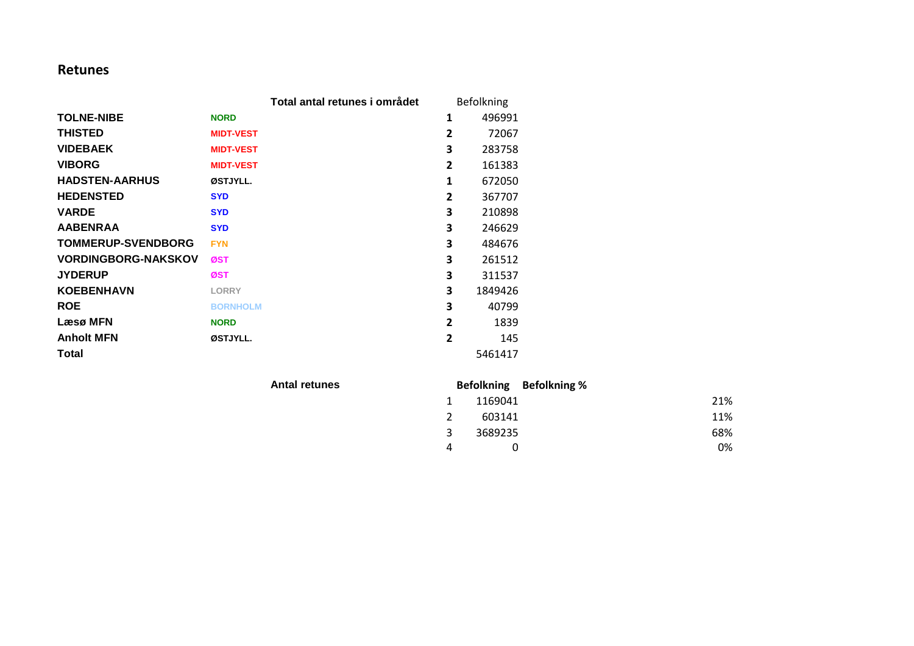## Retunes

| | | Total antal retunes i området | Befolkning |
|---|---|---|---|
| **TOLNE-NIBE** | **NORD** | **1** | 496991 |
| **THISTED** | **MIDT-VEST** | **2** | 72067 |
| **VIDEBAEK** | **MIDT-VEST** | **3** | 283758 |
| **VIBORG** | **MIDT-VEST** | **2** | 161383 |
| **HADSTEN-AARHUS** | **ØSTJYLL.** | **1** | 672050 |
| **HEDENSTED** | **SYD** | **2** | 367707 |
| **VARDE** | **SYD** | **3** | 210898 |
| **AABENRAA** | **SYD** | **3** | 246629 |
| **TOMMERUP-SVENDBORG** | **FYN** | **3** | 484676 |
| **VORDINGBORG-NAKSKOV** | **ØST** | **3** | 261512 |
| **JYDERUP** | **ØST** | **3** | 311537 |
| **KOEBENHAVN** | **LORRY** | **3** | 1849426 |
| **ROE** | **BORNHOLM** | **3** | 40799 |
| **Læsø MFN** | **NORD** | **2** | 1839 |
| **Anholt MFN** | **ØSTJYLL.** | **2** | 145 |
| **Total** | | | 5461417 |

| Antal retunes | Befolkning | Befolkning % |
|---|---|---|
| 1 | 1169041 | 21% |
| 2 | 603141 | 11% |
| 3 | 3689235 | 68% |
| 4 | 0 | 0% |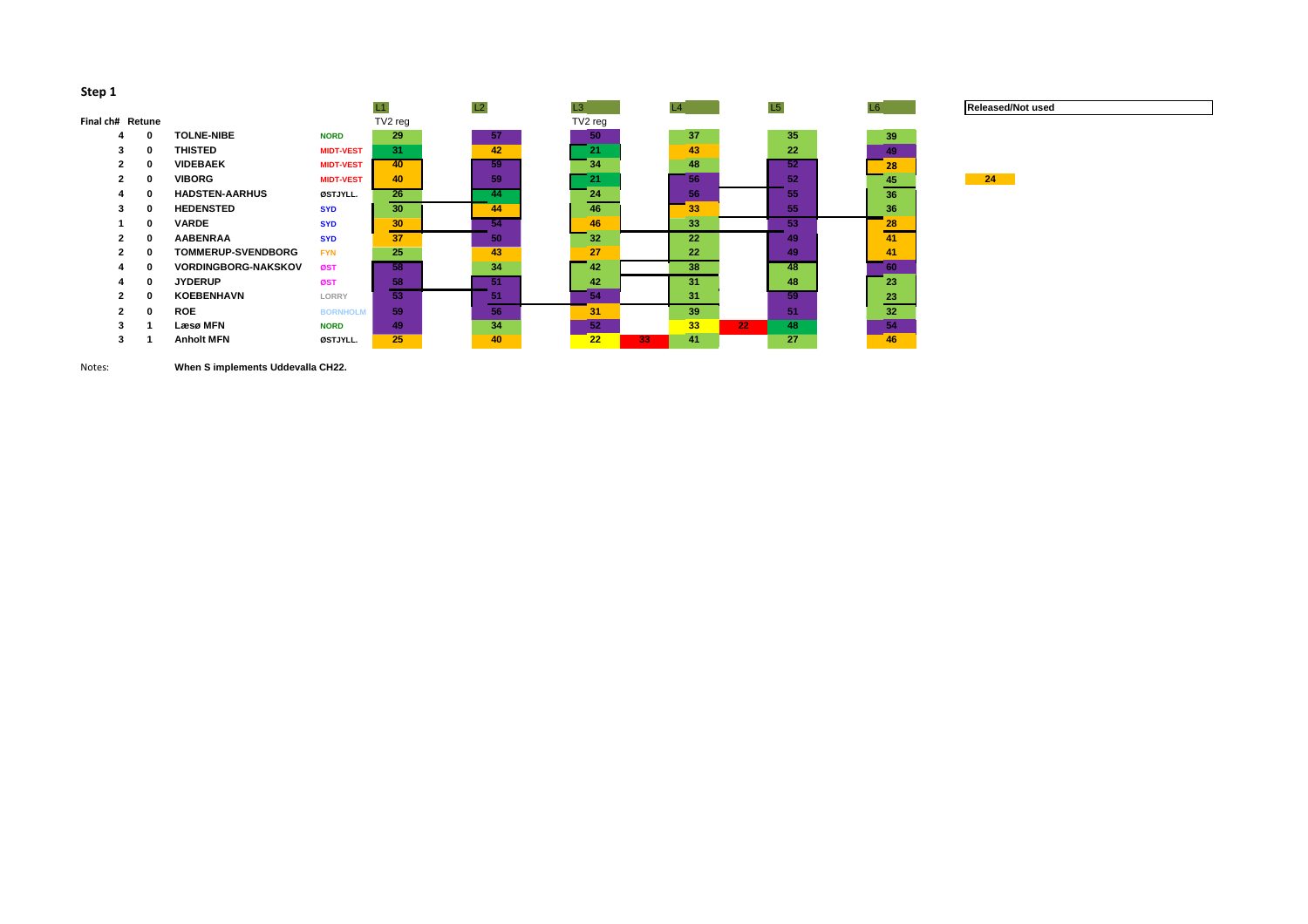## Step 1

| Final ch# | Retune | | | L1 | L2 | L3 | | L4 | | L5 | L6 | Released/Not used |
|---|---|---|---|---|---|---|---|---|---|---|---|---|
| | | | | TV2 reg | | TV2 reg | | | | | | |
| 4 | 0 | **TOLNE-NIBE** | NORD | 29 | 57 | 50 | | 37 | | 35 | 39 | |
| 3 | 0 | **THISTED** | MIDT-VEST | 31 | 42 | 21 | | 43 | | 22 | 49 | |
| 2 | 0 | **VIDEBAEK** | MIDT-VEST | 40 | 59 | 34 | | 48 | | 52 | 28 | |
| 2 | 0 | **VIBORG** | MIDT-VEST | 40 | 59 | 21 | | 56 | | 52 | 45 | 24 |
| 4 | 0 | **HADSTEN-AARHUS** | ØSTJYLL. | 26 | 44 | 24 | | 56 | | 55 | 36 | |
| 3 | 0 | **HEDENSTED** | SYD | 30 | 44 | 46 | | 33 | | 55 | 36 | |
| 1 | 0 | **VARDE** | SYD | 30 | 54 | 46 | | 33 | | 53 | 28 | |
| 2 | 0 | **AABENRAA** | SYD | 37 | 50 | 32 | | 22 | | 49 | 41 | |
| 2 | 0 | **TOMMERUP-SVENDBORG** | FYN | 25 | 43 | 27 | | 22 | | 49 | 41 | |
| 4 | 0 | **VORDINGBORG-NAKSKOV** | ØST | 58 | 34 | 42 | | 38 | | 48 | 60 | |
| 4 | 0 | **JYDERUP** | ØST | 58 | 51 | 42 | | 31 | | 48 | 23 | |
| 2 | 0 | **KOEBENHAVN** | LORRY | 53 | 51 | 54 | | 31 | | 59 | 23 | |
| 2 | 0 | **ROE** | BORNHOLM | 59 | 56 | 31 | | 39 | | 51 | 32 | |
| 3 | 1 | **Læsø MFN** | NORD | 49 | 34 | 52 | | 33 | 22 | 48 | 54 | |
| 3 | 1 | **Anholt MFN** | ØSTJYLL. | 25 | 40 | 22 | 33 | 41 | | 27 | 46 | |

Notes: **When S implements Uddevalla CH22.**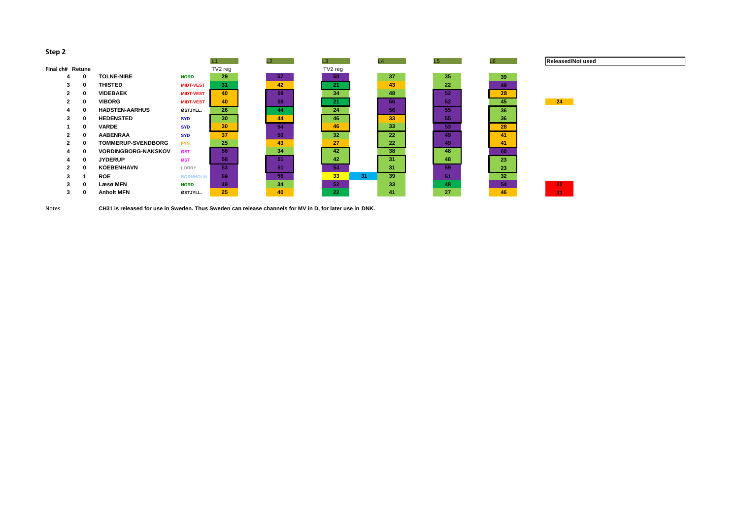## Step 2

| Final ch# | Retune | | | L1 | L2 | L3 | | L4 | L5 | L6 | Released/Not used |
|---|---|---|---|---|---|---|---|---|---|---|---|
| | | | | TV2 reg | | TV2 reg | | | | | |
| 4 | 0 | TOLNE-NIBE | NORD | 29 | 57 | 50 | | 37 | 35 | 39 | |
| 3 | 0 | THISTED | MIDT-VEST | 31 | 42 | 21 | | 43 | 22 | 49 | |
| 2 | 0 | VIDEBAEK | MIDT-VEST | 40 | 59 | 34 | | 48 | 52 | 28 | |
| 2 | 0 | VIBORG | MIDT-VEST | 40 | 59 | 21 | | 56 | 52 | 45 | 24 |
| 4 | 0 | HADSTEN-AARHUS | ØSTJYLL. | 26 | 44 | 24 | | 56 | 55 | 36 | |
| 3 | 0 | HEDENSTED | SYD | 30 | 44 | 46 | | 33 | 55 | 36 | |
| 1 | 0 | VARDE | SYD | 30 | 54 | 46 | | 33 | 53 | 28 | |
| 2 | 0 | AABENRAA | SYD | 37 | 50 | 32 | | 22 | 49 | 41 | |
| 2 | 0 | TOMMERUP-SVENDBORG | FYN | 25 | 43 | 27 | | 22 | 49 | 41 | |
| 4 | 0 | VORDINGBORG-NAKSKOV | ØST | 58 | 34 | 42 | | 38 | 48 | 60 | |
| 4 | 0 | JYDERUP | ØST | 58 | 51 | 42 | | 31 | 48 | 23 | |
| 2 | 0 | KOEBENHAVN | LORRY | 53 | 51 | 54 | | 31 | 59 | 23 | |
| 3 | 1 | ROE | BORNHOLM | 59 | 56 | 33 | 31 | 39 | 51 | 32 | |
| 3 | 0 | Læsø MFN | NORD | 49 | 34 | 52 | | 33 | 48 | 54 | 22 |
| 3 | 0 | Anholt MFN | ØSTJYLL. | 25 | 40 | 22 | | 41 | 27 | 46 | 33 |

Notes: **CH31 is released for use in Sweden. Thus Sweden can release channels for MV in D, for later use in DNK.**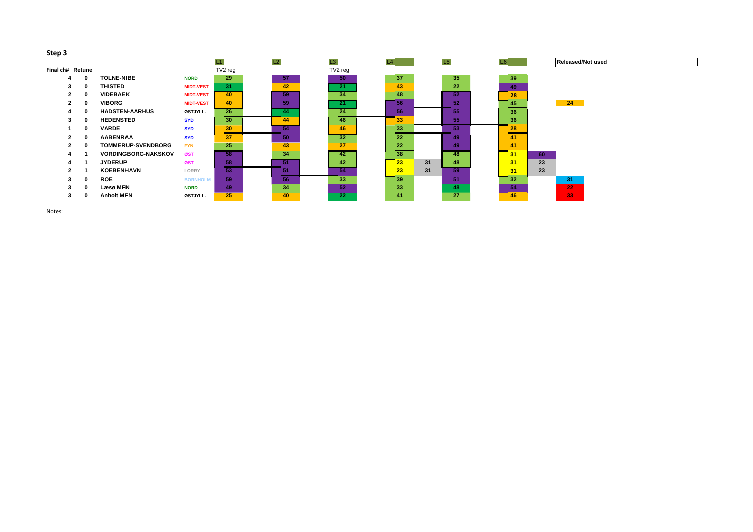## Step 3

| Final ch# | Retune | | | L1 | L2 | L3 | L4 | | L5 | L6 | | Released/Not used |
|---|---|---|---|---|---|---|---|---|---|---|---|---|
| | | | | TV2 reg | | TV2 reg | | | | | | |
| 4 | 0 | TOLNE-NIBE | NORD | 29 | 57 | 50 | 37 | | 35 | 39 | | |
| 3 | 0 | THISTED | MIDT-VEST | 31 | 42 | 21 | 43 | | 22 | 49 | | |
| 2 | 0 | VIDEBAEK | MIDT-VEST | 40 | 59 | 34 | 48 | | 52 | 28 | | |
| 2 | 0 | VIBORG | MIDT-VEST | 40 | 59 | 21 | 56 | | 52 | 45 | | 24 |
| 4 | 0 | HADSTEN-AARHUS | ØSTJYLL. | 26 | 44 | 24 | 56 | | 55 | 36 | | |
| 3 | 0 | HEDENSTED | SYD | 30 | 44 | 46 | 33 | | 55 | 36 | | |
| 1 | 0 | VARDE | SYD | 30 | 54 | 46 | 33 | | 53 | 28 | | |
| 2 | 0 | AABENRAA | SYD | 37 | 50 | 32 | 22 | | 49 | 41 | | |
| 2 | 0 | TOMMERUP-SVENDBORG | FYN | 25 | 43 | 27 | 22 | | 49 | 41 | | |
| 4 | 1 | VORDINGBORG-NAKSKOV | ØST | 58 | 34 | 42 | 38 | | 48 | 31 | 60 | |
| 4 | 1 | JYDERUP | ØST | 58 | 51 | 42 | 23 | 31 | 48 | 31 | 23 | |
| 2 | 1 | KOEBENHAVN | LORRY | 53 | 51 | 54 | 23 | 31 | 59 | 31 | 23 | |
| 3 | 0 | ROE | BORNHOLM | 59 | 56 | 33 | 39 | | 51 | 32 | | 31 |
| 3 | 0 | Læsø MFN | NORD | 49 | 34 | 52 | 33 | | 48 | 54 | | 22 |
| 3 | 0 | Anholt MFN | ØSTJYLL. | 25 | 40 | 22 | 41 | | 27 | 46 | | 33 |

Notes: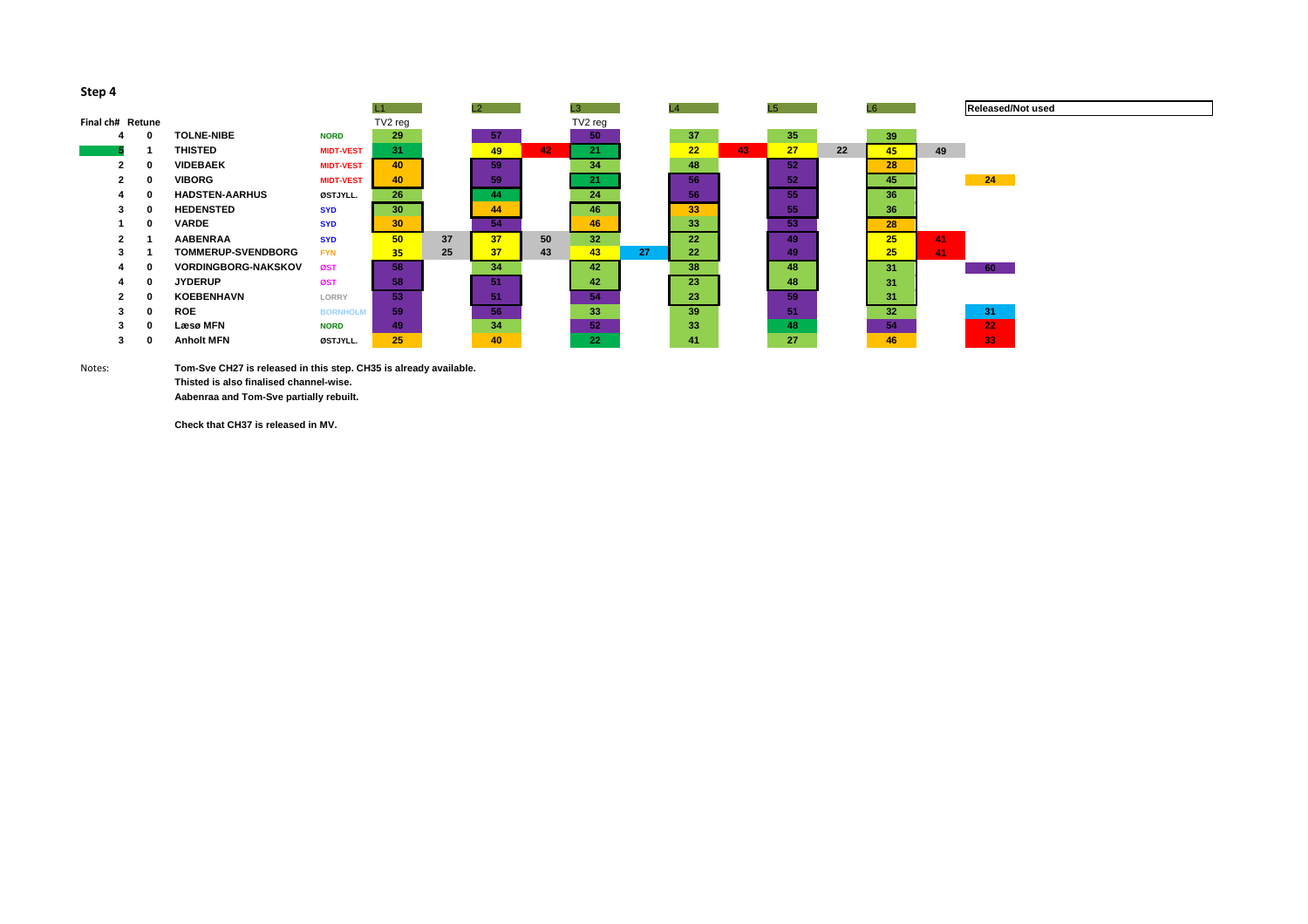## Step 4

| Final ch# | Retune | | | L1 | | L2 | | L3 | | L4 | | L5 | | L6 | | Released/Not used |
|---|---|---|---|---|---|---|---|---|---|---|---|---|---|---|---|---|
| | | | | TV2 reg | | | | TV2 reg | | | | | | | | |
| 4 | 0 | TOLNE-NIBE | NORD | 29 | | 57 | | 50 | | 37 | | 35 | | 39 | | |
| 5 | 1 | THISTED | MIDT-VEST | 31 | | 49 | 42 | 21 | | 22 | 43 | 27 | 22 | 45 | 49 | |
| 2 | 0 | VIDEBAEK | MIDT-VEST | 40 | | 59 | | 34 | | 48 | | 52 | | 28 | | |
| 2 | 0 | VIBORG | MIDT-VEST | 40 | | 59 | | 21 | | 56 | | 52 | | 45 | | 24 |
| 4 | 0 | HADSTEN-AARHUS | ØSTJYLL. | 26 | | 44 | | 24 | | 56 | | 55 | | 36 | | |
| 3 | 0 | HEDENSTED | SYD | 30 | | 44 | | 46 | | 33 | | 55 | | 36 | | |
| 1 | 0 | VARDE | SYD | 30 | | 54 | | 46 | | 33 | | 53 | | 28 | | |
| 2 | 1 | AABENRAA | SYD | 50 | 37 | 37 | 50 | 32 | | 22 | | 49 | | 25 | 41 | |
| 3 | 1 | TOMMERUP-SVENDBORG | FYN | 35 | 25 | 37 | 43 | 43 | 27 | 22 | | 49 | | 25 | 41 | |
| 4 | 0 | VORDINGBORG-NAKSKOV | ØST | 58 | | 34 | | 42 | | 38 | | 48 | | 31 | | 60 |
| 4 | 0 | JYDERUP | ØST | 58 | | 51 | | 42 | | 23 | | 48 | | 31 | | |
| 2 | 0 | KOEBENHAVN | LORRY | 53 | | 51 | | 54 | | 23 | | 59 | | 31 | | |
| 3 | 0 | ROE | BORNHOLM | 59 | | 56 | | 33 | | 39 | | 51 | | 32 | | 31 |
| 3 | 0 | Læsø MFN | NORD | 49 | | 34 | | 52 | | 33 | | 48 | | 54 | | 22 |
| 3 | 0 | Anholt MFN | ØSTJYLL. | 25 | | 40 | | 22 | | 41 | | 27 | | 46 | | 33 |

Notes:

**Tom-Sve CH27 is released in this step. CH35 is already available.**
**Thisted is also finalised channel-wise.**
**Aabenraa and Tom-Sve partially rebuilt.**

**Check that CH37 is released in MV.**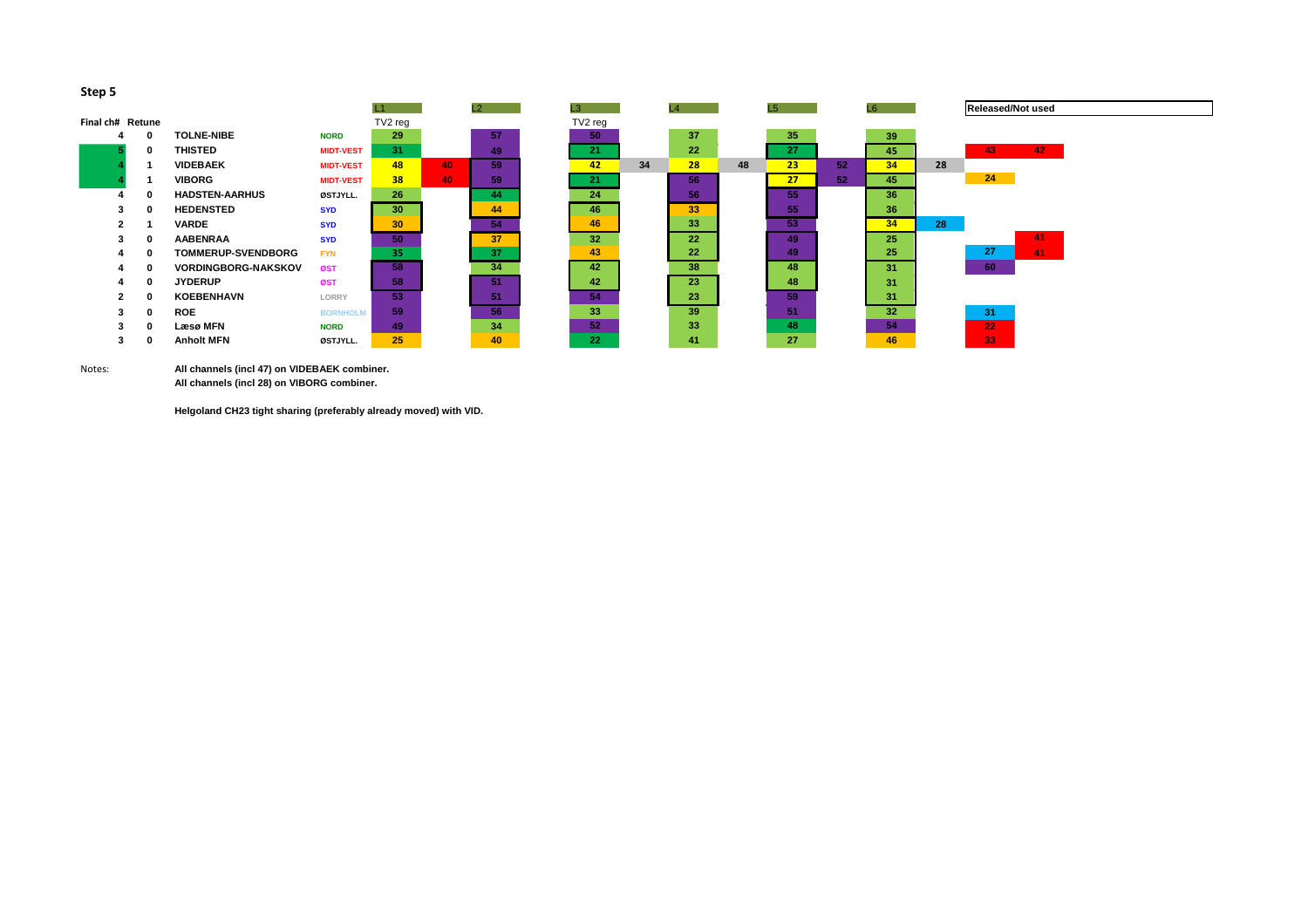## Step 5

| Final ch# | Retune | | | L1 | | L2 | L3 | | L4 | | L5 | | L6 | | Released/Not used | |
|---|---|---|---|---|---|---|---|---|---|---|---|---|---|---|---|---|
| | | | | TV2 reg | | | TV2 reg | | | | | | | | | |
| 4 | 0 | TOLNE-NIBE | NORD | 29 | | 57 | 50 | | 37 | | 35 | | 39 | | | |
| 5 | 0 | THISTED | MIDT-VEST | 31 | | 49 | 21 | | 22 | | 27 | | 45 | | 43 | 42 |
| 4 | 1 | VIDEBAEK | MIDT-VEST | 48 | 40 | 59 | 42 | 34 | 28 | 48 | 23 | 52 | 34 | 28 | | |
| 4 | 1 | VIBORG | MIDT-VEST | 38 | 40 | 59 | 21 | | 56 | | 27 | 52 | 45 | | 24 | |
| 4 | 0 | HADSTEN-AARHUS | ØSTJYLL. | 26 | | 44 | 24 | | 56 | | 55 | | 36 | | | |
| 3 | 0 | HEDENSTED | SYD | 30 | | 44 | 46 | | 33 | | 55 | | 36 | | | |
| 2 | 1 | VARDE | SYD | 30 | | 54 | 46 | | 33 | | 53 | | 34 | 28 | | |
| 3 | 0 | AABENRAA | SYD | 50 | | 37 | 32 | | 22 | | 49 | | 25 | | | 41 |
| 4 | 0 | TOMMERUP-SVENDBORG | FYN | 35 | | 37 | 43 | | 22 | | 49 | | 25 | | 27 | 41 |
| 4 | 0 | VORDINGBORG-NAKSKOV | ØST | 58 | | 34 | 42 | | 38 | | 48 | | 31 | | 60 | |
| 4 | 0 | JYDERUP | ØST | 58 | | 51 | 42 | | 23 | | 48 | | 31 | | | |
| 2 | 0 | KOEBENHAVN | LORRY | 53 | | 51 | 54 | | 23 | | 59 | | 31 | | | |
| 3 | 0 | ROE | BORNHOLM | 59 | | 56 | 33 | | 39 | | 51 | | 32 | | 31 | |
| 3 | 0 | Læsø MFN | NORD | 49 | | 34 | 52 | | 33 | | 48 | | 54 | | 22 | |
| 3 | 0 | Anholt MFN | ØSTJYLL. | 25 | | 40 | 22 | | 41 | | 27 | | 46 | | 33 | |

Notes:

**All channels (incl 47) on VIDEBAEK combiner.**
**All channels (incl 28) on VIBORG combiner.**

**Helgoland CH23 tight sharing (preferably already moved) with VID.**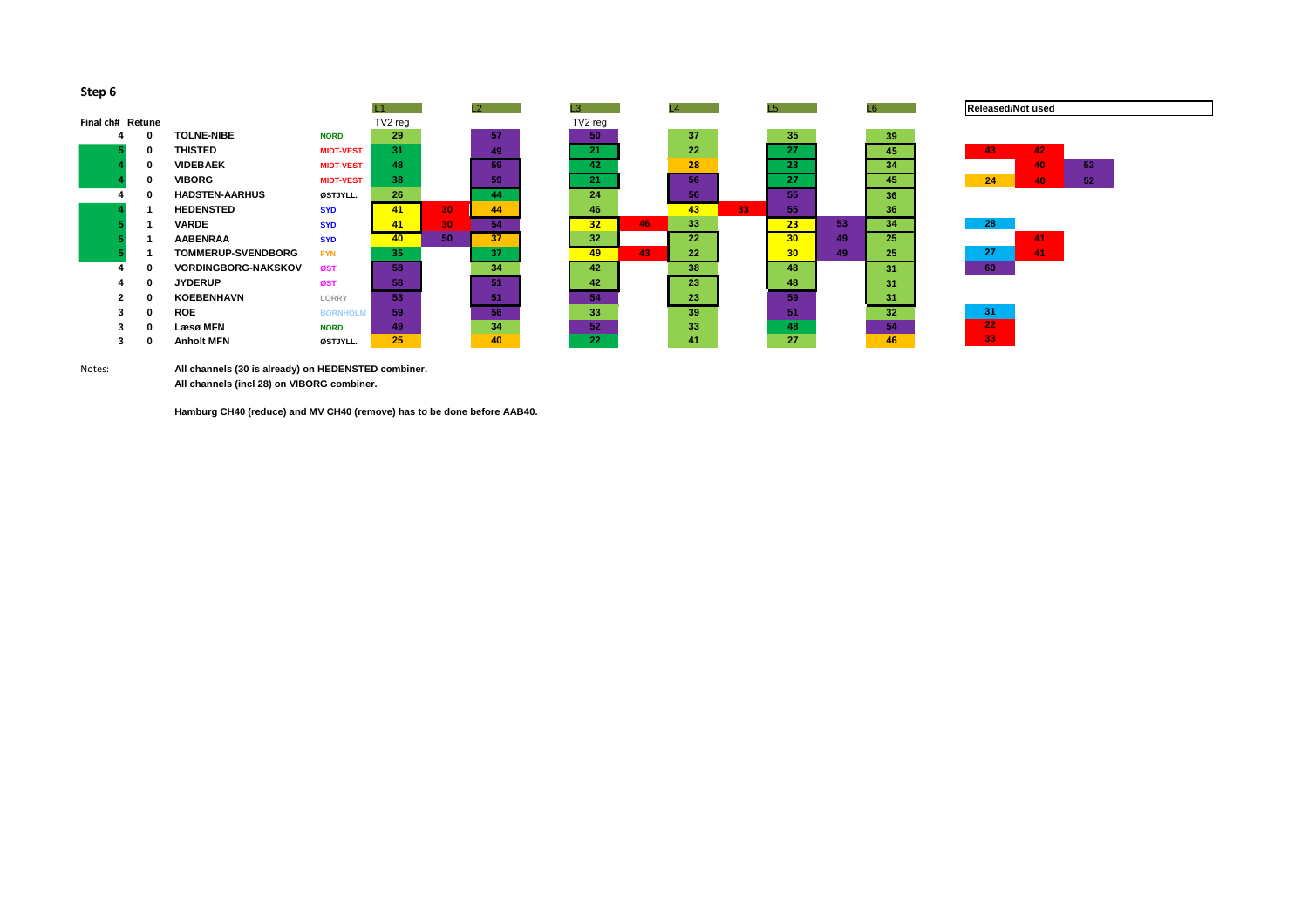## Step 6

| Final ch# | Retune | | | L1 | | L2 | L3 | | L4 | | L5 | | L6 | Released/Not used | | |
|---|---|---|---|---|---|---|---|---|---|---|---|---|---|---|---|---|
| | | | | TV2 reg | | | TV2 reg | | | | | | | | | |
| 4 | 0 | TOLNE-NIBE | NORD | 29 | | 57 | 50 | | 37 | | 35 | | 39 | | | |
| 5 | 0 | THISTED | MIDT-VEST | 31 | | 49 | 21 | | 22 | | 27 | | 45 | 43 | 42 | |
| 4 | 0 | VIDEBAEK | MIDT-VEST | 48 | | 59 | 42 | | 28 | | 23 | | 34 | | 40 | 52 |
| 4 | 0 | VIBORG | MIDT-VEST | 38 | | 59 | 21 | | 56 | | 27 | | 45 | 24 | 40 | 52 |
| 4 | 0 | HADSTEN-AARHUS | ØSTJYLL. | 26 | | 44 | 24 | | 56 | | 55 | | 36 | | | |
| 4 | 1 | HEDENSTED | SYD | 41 | 30 | 44 | 46 | | 43 | 33 | 55 | | 36 | | | |
| 5 | 1 | VARDE | SYD | 41 | 30 | 54 | 32 | 46 | 33 | | 23 | 53 | 34 | 28 | | |
| 5 | 1 | AABENRAA | SYD | 40 | 50 | 37 | 32 | | 22 | | 30 | 49 | 25 | | 41 | |
| 5 | 1 | TOMMERUP-SVENDBORG | FYN | 35 | | 37 | 49 | 43 | 22 | | 30 | 49 | 25 | 27 | 41 | |
| 4 | 0 | VORDINGBORG-NAKSKOV | ØST | 58 | | 34 | 42 | | 38 | | 48 | | 31 | 60 | | |
| 4 | 0 | JYDERUP | ØST | 58 | | 51 | 42 | | 23 | | 48 | | 31 | | | |
| 2 | 0 | KOEBENHAVN | LORRY | 53 | | 51 | 54 | | 23 | | 59 | | 31 | | | |
| 3 | 0 | ROE | BORNHOLM | 59 | | 56 | 33 | | 39 | | 51 | | 32 | 31 | | |
| 3 | 0 | Læsø MFN | NORD | 49 | | 34 | 52 | | 33 | | 48 | | 54 | 22 | | |
| 3 | 0 | Anholt MFN | ØSTJYLL. | 25 | | 40 | 22 | | 41 | | 27 | | 46 | 33 | | |

Notes:

**All channels (30 is already) on HEDENSTED combiner.**
**All channels (incl 28) on VIBORG combiner.**

**Hamburg CH40 (reduce) and MV CH40 (remove) has to be done before AAB40.**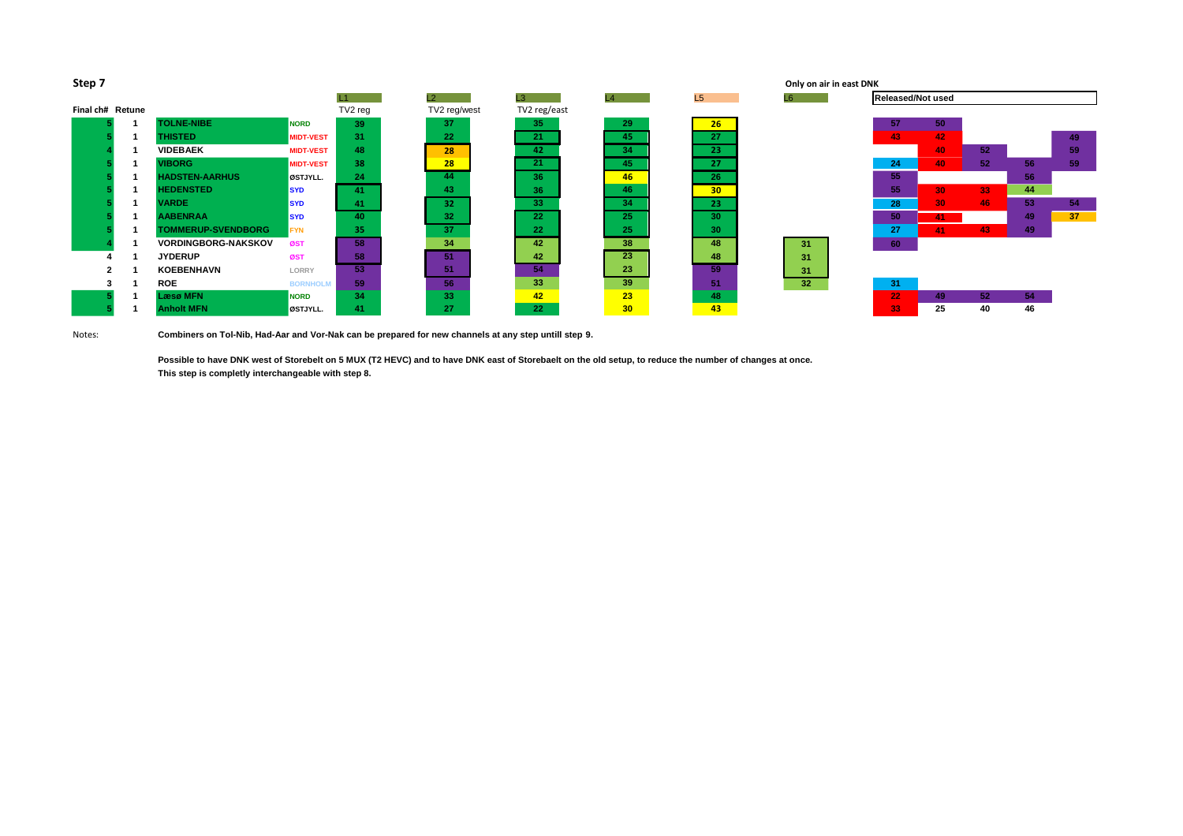## Step 7

| Final ch# | Retune | | | L1 TV2 reg | L2 TV2 reg/west | L3 TV2 reg/east | L4 | L5 | L6 | Released/Not used | | | | |
|---|---|---|---|---|---|---|---|---|---|---|---|---|---|---|
| | | | | | | | | | Only on air in east DNK | | | | | |
| 5 | 1 | TOLNE-NIBE | NORD | 39 | 37 | 35 | 29 | 26 | | 57 | 50 | | | |
| 5 | 1 | THISTED | MIDT-VEST | 31 | 22 | 21 | 45 | 27 | | 43 | 42 | | | 49 |
| 4 | 1 | VIDEBAEK | MIDT-VEST | 48 | 28 | 42 | 34 | 23 | | | 40 | 52 | | 59 |
| 5 | 1 | VIBORG | MIDT-VEST | 38 | 28 | 21 | 45 | 27 | | 24 | 40 | 52 | 56 | 59 |
| 5 | 1 | HADSTEN-AARHUS | ØSTJYLL. | 24 | 44 | 36 | 46 | 26 | | 55 | | | 56 | |
| 5 | 1 | HEDENSTED | SYD | 41 | 43 | 36 | 46 | 30 | | 55 | 30 | 33 | 44 | |
| 5 | 1 | VARDE | SYD | 41 | 32 | 33 | 34 | 23 | | 28 | 30 | 46 | 53 | 54 |
| 5 | 1 | AABENRAA | SYD | 40 | 32 | 22 | 25 | 30 | | 50 | 41 | | 49 | 37 |
| 5 | 1 | TOMMERUP-SVENDBORG | FYN | 35 | 37 | 22 | 25 | 30 | | 27 | 41 | 43 | 49 | |
| 4 | 1 | VORDINGBORG-NAKSKOV | ØST | 58 | 34 | 42 | 38 | 48 | 31 | 60 | | | | |
| 4 | 1 | JYDERUP | ØST | 58 | 51 | 42 | 23 | 48 | 31 | | | | | |
| 2 | 1 | KOEBENHAVN | LORRY | 53 | 51 | 54 | 23 | 59 | 31 | | | | | |
| 3 | 1 | ROE | BORNHOLM | 59 | 56 | 33 | 39 | 51 | 32 | 31 | | | | |
| 5 | 1 | Læsø MFN | NORD | 34 | 33 | 42 | 23 | 48 | | 22 | 49 | 52 | 54 | |
| 5 | 1 | Anholt MFN | ØSTJYLL. | 41 | 27 | 22 | 30 | 43 | | 33 | 25 | 40 | 46 | |

Notes:

**Combiners on Tol-Nib, Had-Aar and Vor-Nak can be prepared for new channels at any step untill step 9.**

**Possible to have DNK west of Storebelt on 5 MUX (T2 HEVC) and to have DNK east of Storebaelt on the old setup, to reduce the number of changes at once.**
**This step is completly interchangeable with step 8.**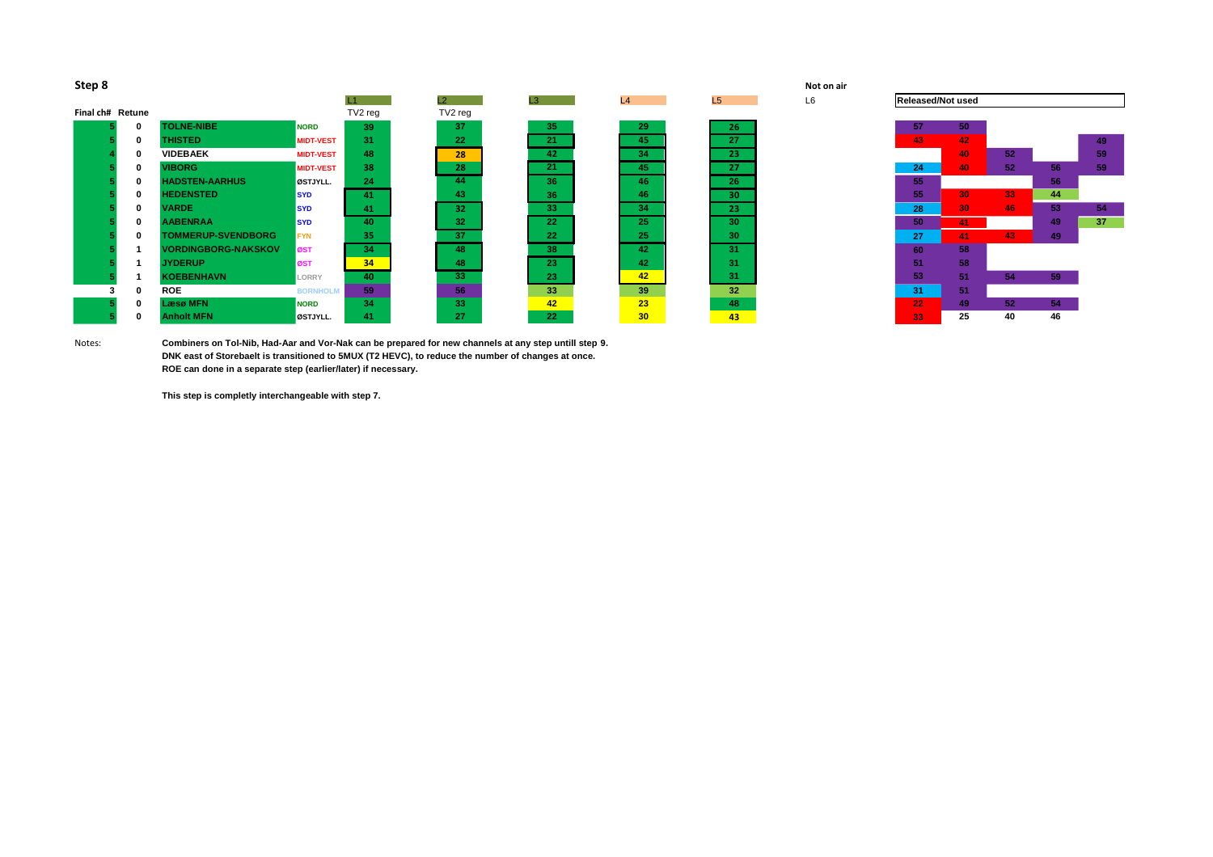**Step 8**

| Final ch# | Retune | | | L1 | L2 | L3 | L4 | L5 | Not on air | Released/Not used | | | | |
|---|---|---|---|---|---|---|---|---|---|---|---|---|---|---|
| | | | | TV2 reg | TV2 reg | | | | L6 | | | | | |
| 5 | 0 | TOLNE-NIBE | NORD | 39 | 37 | 35 | 29 | 26 | | 57 | 50 | | | |
| 5 | 0 | THISTED | MIDT-VEST | 31 | 22 | 21 | 45 | 27 | | 43 | 42 | | | 49 |
| 4 | 0 | VIDEBAEK | MIDT-VEST | 48 | 28 | 42 | 34 | 23 | | | 40 | 52 | | 59 |
| 5 | 0 | VIBORG | MIDT-VEST | 38 | 28 | 21 | 45 | 27 | | 24 | 40 | 52 | 56 | 59 |
| 5 | 0 | HADSTEN-AARHUS | ØSTJYLL. | 24 | 44 | 36 | 46 | 26 | | 55 | | | 56 | |
| 5 | 0 | HEDENSTED | SYD | 41 | 43 | 36 | 46 | 30 | | 55 | 30 | 33 | 44 | |
| 5 | 0 | VARDE | SYD | 41 | 32 | 33 | 34 | 23 | | 28 | 30 | 46 | 53 | 54 |
| 5 | 0 | AABENRAA | SYD | 40 | 32 | 22 | 25 | 30 | | 50 | 41 | | 49 | 37 |
| 5 | 0 | TOMMERUP-SVENDBORG | FYN | 35 | 37 | 22 | 25 | 30 | | 27 | 41 | 43 | 49 | |
| 5 | 1 | VORDINGBORG-NAKSKOV | ØST | 34 | 48 | 38 | 42 | 31 | | 60 | 58 | | | |
| 5 | 1 | JYDERUP | ØST | 34 | 48 | 23 | 42 | 31 | | 51 | 58 | | | |
| 5 | 1 | KOEBENHAVN | LORRY | 40 | 33 | 23 | 42 | 31 | | 53 | 51 | 54 | 59 | |
| 3 | 0 | ROE | BORNHOLM | 59 | 56 | 33 | 39 | 32 | | 31 | 51 | | | |
| 5 | 0 | Læsø MFN | NORD | 34 | 33 | 42 | 23 | 48 | | 22 | 49 | 52 | 54 | |
| 5 | 0 | Anholt MFN | ØSTJYLL. | 41 | 27 | 22 | 30 | 43 | | 33 | 25 | 40 | 46 | |

Notes:

**Combiners on Tol-Nib, Had-Aar and Vor-Nak can be prepared for new channels at any step untill step 9.**
**DNK east of Storebaelt is transitioned to 5MUX (T2 HEVC), to reduce the number of changes at once.**
**ROE can done in a separate step (earlier/later) if necessary.**

**This step is completly interchangeable with step 7.**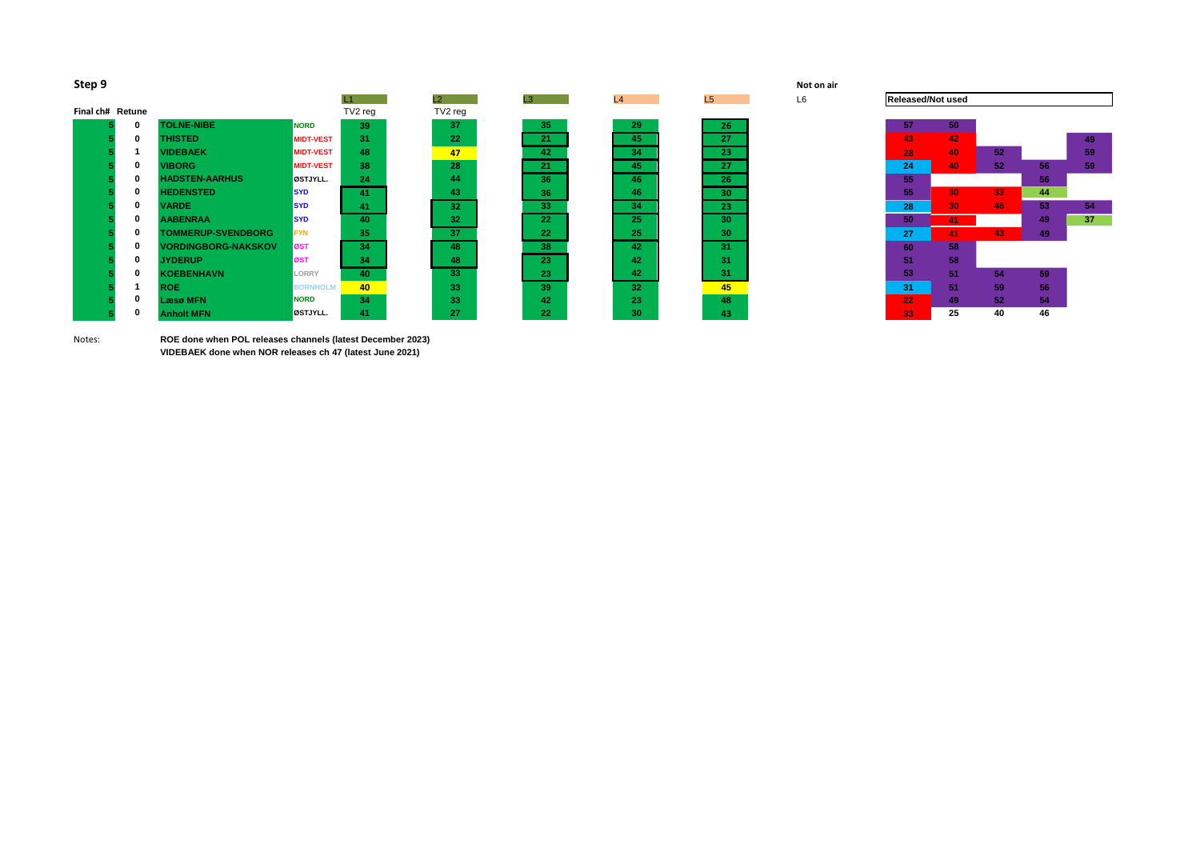## Step 9

| Final ch# | Retune | | | L1<br>TV2 reg | L2<br>TV2 reg | L3 | L4 | L5 | Not on air<br>L6 | Released/Not used | | | | |
|---|---|---|---|---|---|---|---|---|---|---|---|---|---|---|
| 5 | 0 | TOLNE-NIBE | NORD | 39 | 37 | 35 | 29 | 26 | | 57 | 50 | | | |
| 5 | 0 | THISTED | MIDT-VEST | 31 | 22 | 21 | 45 | 27 | | 43 | 42 | | | 49 |
| 5 | 1 | VIDEBAEK | MIDT-VEST | 48 | 47 | 42 | 34 | 23 | | 28 | 40 | 52 | | 59 |
| 5 | 0 | VIBORG | MIDT-VEST | 38 | 28 | 21 | 45 | 27 | | 24 | 40 | 52 | 56 | 59 |
| 5 | 0 | HADSTEN-AARHUS | ØSTJYLL. | 24 | 44 | 36 | 46 | 26 | | 55 | | | 56 | |
| 5 | 0 | HEDENSTED | SYD | 41 | 43 | 36 | 46 | 30 | | 55 | 30 | 33 | 44 | |
| 5 | 0 | VARDE | SYD | 41 | 32 | 33 | 34 | 23 | | 28 | 30 | 46 | 53 | 54 |
| 5 | 0 | AABENRAA | SYD | 40 | 32 | 22 | 25 | 30 | | 50 | 41 | | 49 | 37 |
| 5 | 0 | TOMMERUP-SVENDBORG | FYN | 35 | 37 | 22 | 25 | 30 | | 27 | 41 | 43 | 49 | |
| 5 | 0 | VORDINGBORG-NAKSKOV | ØST | 34 | 48 | 38 | 42 | 31 | | 60 | 58 | | | |
| 5 | 0 | JYDERUP | ØST | 34 | 48 | 23 | 42 | 31 | | 51 | 58 | | | |
| 5 | 0 | KOEBENHAVN | LORRY | 40 | 33 | 23 | 42 | 31 | | 53 | 51 | 54 | 59 | |
| 5 | 1 | ROE | BORNHOLM | 40 | 33 | 39 | 32 | 45 | | 31 | 51 | 59 | 56 | |
| 5 | 0 | Læsø MFN | NORD | 34 | 33 | 42 | 23 | 48 | | 22 | 49 | 52 | 54 | |
| 5 | 0 | Anholt MFN | ØSTJYLL. | 41 | 27 | 22 | 30 | 43 | | 33 | 25 | 40 | 46 | |

Notes: **ROE done when POL releases channels (latest December 2023)**
**VIDEBAEK done when NOR releases ch 47 (latest June 2021)**